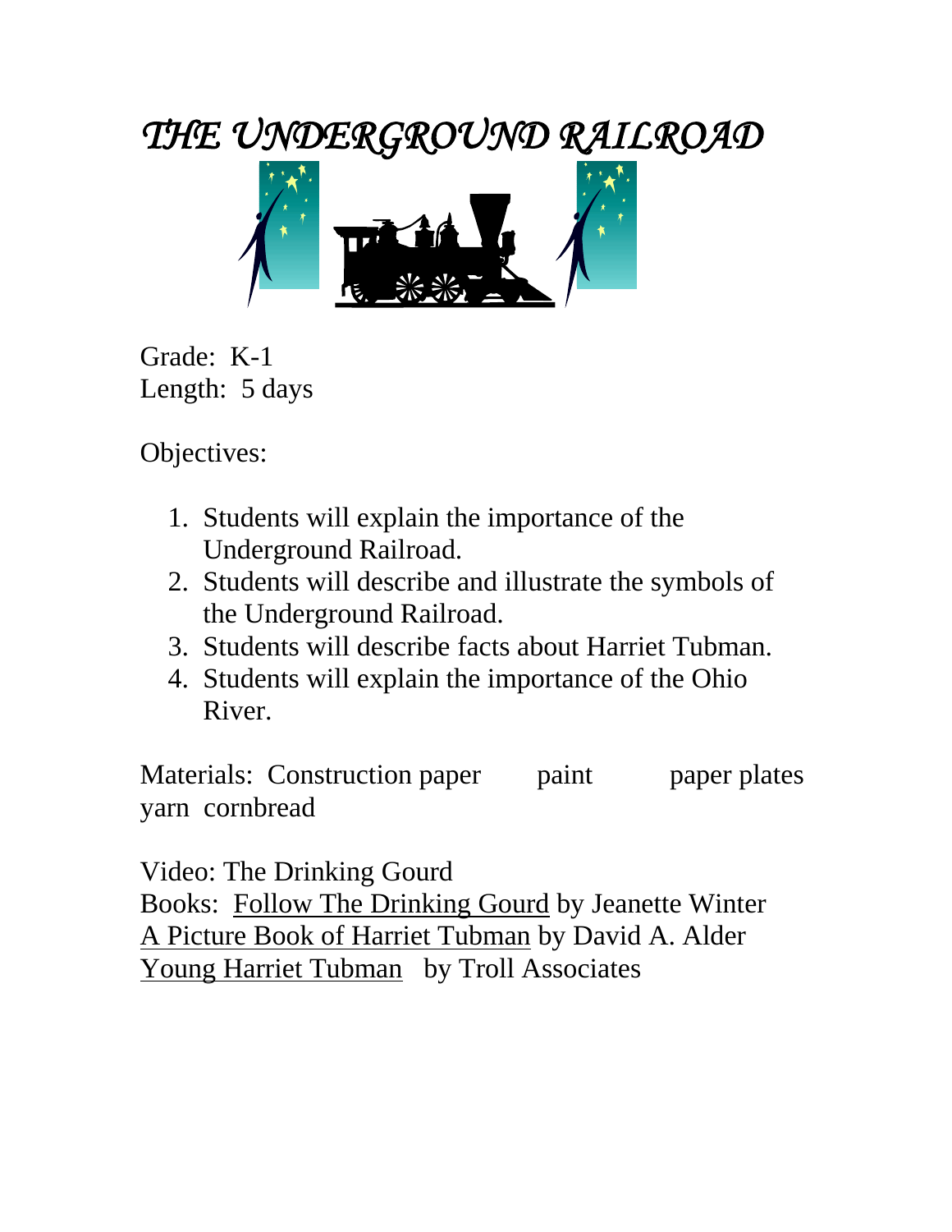# *THE UNDERGROUND RAILROAD*

Grade: K-1
Length: 5 days

Objectives:

1. Students will explain the importance of the Underground Railroad.
2. Students will describe and illustrate the symbols of the Underground Railroad.
3. Students will describe facts about Harriet Tubman.
4. Students will explain the importance of the Ohio River.

Materials: Construction paper paint paper plates yarn cornbread

Video: The Drinking Gourd
Books: Follow The Drinking Gourd by Jeanette Winter
A Picture Book of Harriet Tubman by David A. Alder
Young Harriet Tubman by Troll Associates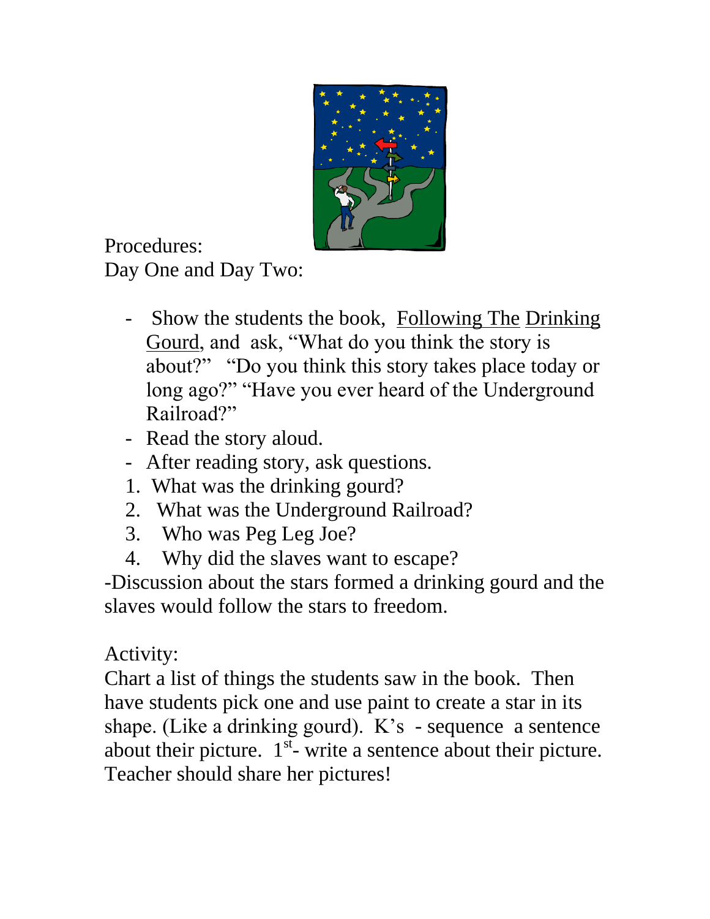Procedures:
Day One and Day Two:

- Show the students the book, Following The Drinking Gourd, and ask, “What do you think the story is about?” “Do you think this story takes place today or long ago?” “Have you ever heard of the Underground Railroad?”
- Read the story aloud.
- After reading story, ask questions.

1. What was the drinking gourd?
2. What was the Underground Railroad?
3. Who was Peg Leg Joe?
4. Why did the slaves want to escape?

-Discussion about the stars formed a drinking gourd and the slaves would follow the stars to freedom.

Activity:
Chart a list of things the students saw in the book. Then have students pick one and use paint to create a star in its shape. (Like a drinking gourd). K’s - sequence a sentence about their picture. 1st- write a sentence about their picture. Teacher should share her pictures!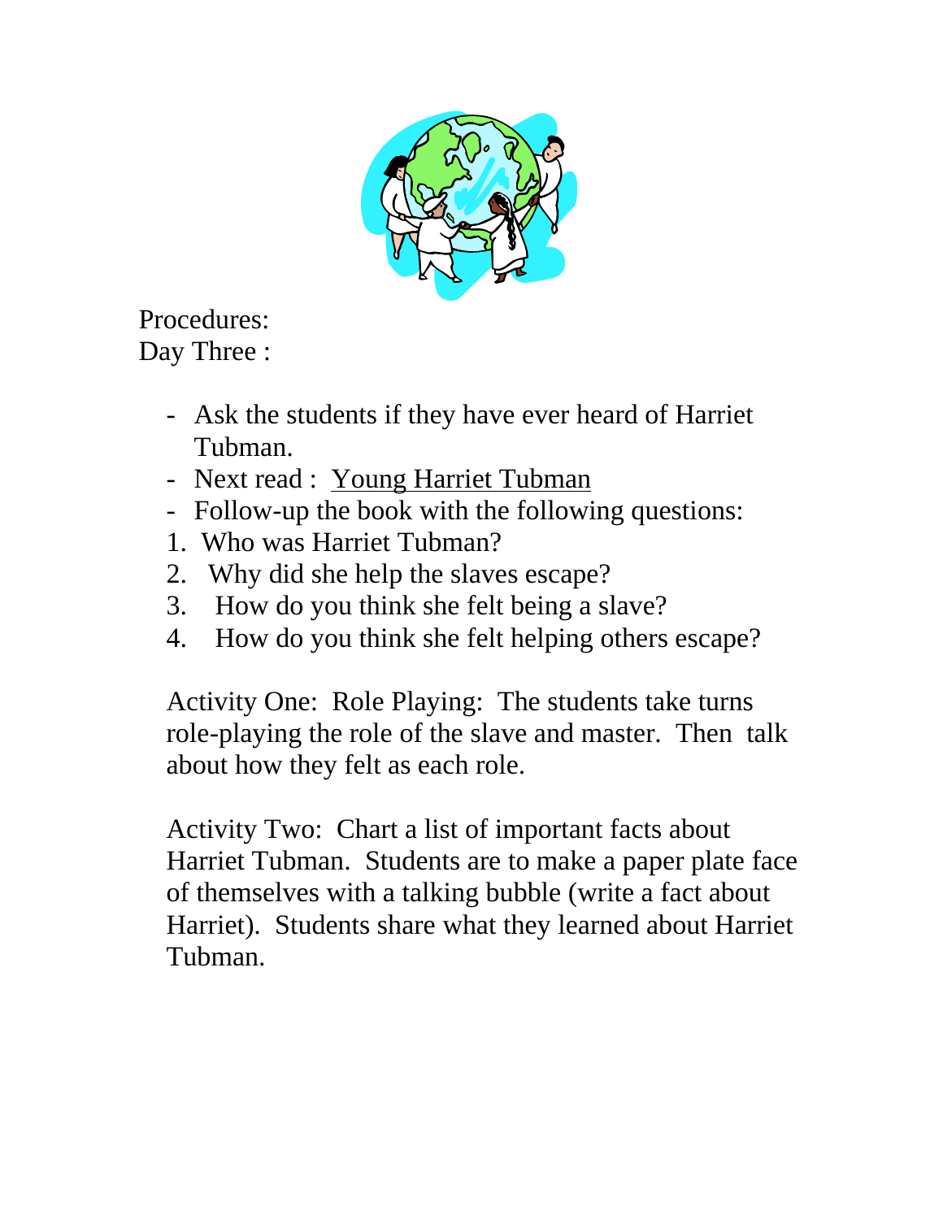Procedures:
Day Three :

- Ask the students if they have ever heard of Harriet Tubman.
- Next read : Young Harriet Tubman
- Follow-up the book with the following questions:

1. Who was Harriet Tubman?
2. Why did she help the slaves escape?
3. How do you think she felt being a slave?
4. How do you think she felt helping others escape?

Activity One: Role Playing: The students take turns role-playing the role of the slave and master. Then talk about how they felt as each role.

Activity Two: Chart a list of important facts about Harriet Tubman. Students are to make a paper plate face of themselves with a talking bubble (write a fact about Harriet). Students share what they learned about Harriet Tubman.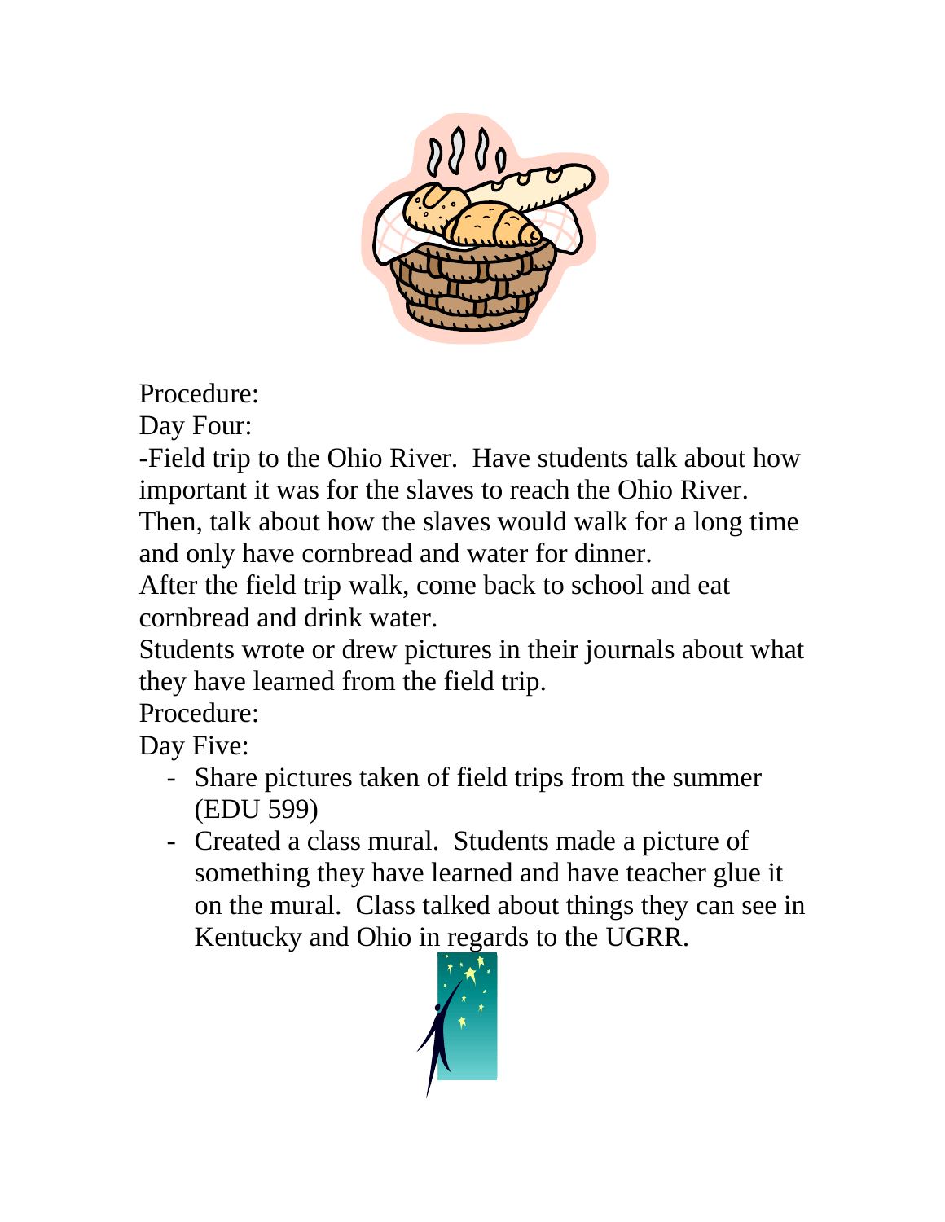Procedure:

Day Four:

-Field trip to the Ohio River. Have students talk about how important it was for the slaves to reach the Ohio River. Then, talk about how the slaves would walk for a long time and only have cornbread and water for dinner.

After the field trip walk, come back to school and eat cornbread and drink water.

Students wrote or drew pictures in their journals about what they have learned from the field trip.

Procedure:

Day Five:

- Share pictures taken of field trips from the summer (EDU 599)
- Created a class mural. Students made a picture of something they have learned and have teacher glue it on the mural. Class talked about things they can see in Kentucky and Ohio in regards to the UGRR.